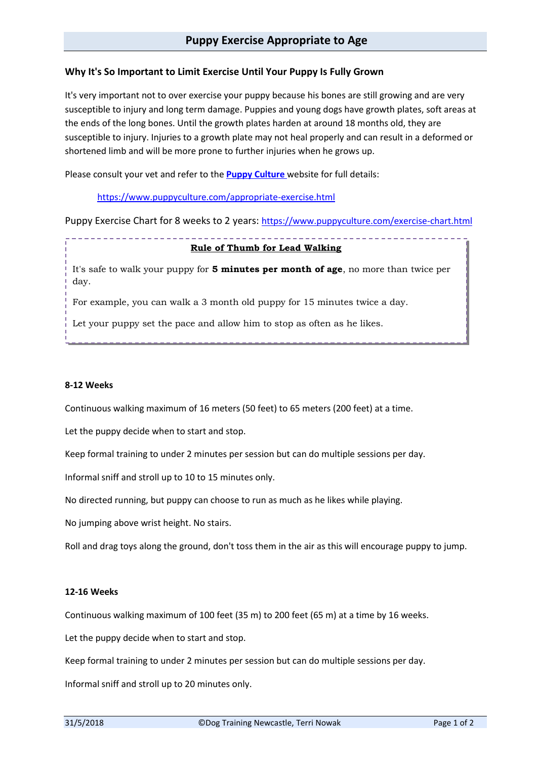# Puppy Exercise Appropriate to Age

## Why It's So Important to Limit Exercise Until Your Puppy Is Fully Grown

It's very important not to over exercise your puppy because his bones are still growing and are very susceptible to injury and long term damage. Puppies and young dogs have growth plates, soft areas at the ends of the long bones. Until the growth plates harden at around 18 months old, they are susceptible to injury. Injuries to a growth plate may not heal properly and can result in a deformed or shortened limb and will be more prone to further injuries when he grows up.

Please consult your vet and refer to the **Puppy Culture** website for full details:

https://www.puppyculture.com/appropriate-exercise.html

Puppy Exercise Chart for 8 weeks to 2 years: https://www.puppyculture.com/exercise-chart.html

**Rule of Thumb for Lead Walking**

It's safe to walk your puppy for **5 minutes per month of age**, no more than twice per day.

For example, you can walk a 3 month old puppy for 15 minutes twice a day.

Let your puppy set the pace and allow him to stop as often as he likes.

### 8-12 Weeks

Continuous walking maximum of 16 meters (50 feet) to 65 meters (200 feet) at a time.

Let the puppy decide when to start and stop.

Keep formal training to under 2 minutes per session but can do multiple sessions per day.

Informal sniff and stroll up to 10 to 15 minutes only.

No directed running, but puppy can choose to run as much as he likes while playing.

No jumping above wrist height. No stairs.

Roll and drag toys along the ground, don't toss them in the air as this will encourage puppy to jump.

### 12-16 Weeks

Continuous walking maximum of 100 feet (35 m) to 200 feet (65 m) at a time by 16 weeks.

Let the puppy decide when to start and stop.

Keep formal training to under 2 minutes per session but can do multiple sessions per day.

Informal sniff and stroll up to 20 minutes only.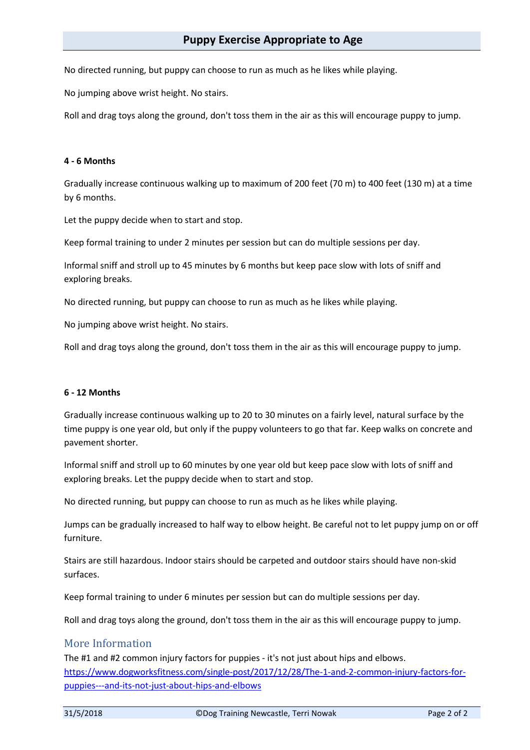No directed running, but puppy can choose to run as much as he likes while playing.

No jumping above wrist height. No stairs.

Roll and drag toys along the ground, don't toss them in the air as this will encourage puppy to jump.

**4 - 6 Months**

Gradually increase continuous walking up to maximum of 200 feet (70 m) to 400 feet (130 m) at a time by 6 months.

Let the puppy decide when to start and stop.

Keep formal training to under 2 minutes per session but can do multiple sessions per day.

Informal sniff and stroll up to 45 minutes by 6 months but keep pace slow with lots of sniff and exploring breaks.

No directed running, but puppy can choose to run as much as he likes while playing.

No jumping above wrist height. No stairs.

Roll and drag toys along the ground, don't toss them in the air as this will encourage puppy to jump.

**6 - 12 Months**

Gradually increase continuous walking up to 20 to 30 minutes on a fairly level, natural surface by the time puppy is one year old, but only if the puppy volunteers to go that far. Keep walks on concrete and pavement shorter.

Informal sniff and stroll up to 60 minutes by one year old but keep pace slow with lots of sniff and exploring breaks. Let the puppy decide when to start and stop.

No directed running, but puppy can choose to run as much as he likes while playing.

Jumps can be gradually increased to half way to elbow height. Be careful not to let puppy jump on or off furniture.

Stairs are still hazardous. Indoor stairs should be carpeted and outdoor stairs should have non-skid surfaces.

Keep formal training to under 6 minutes per session but can do multiple sessions per day.

Roll and drag toys along the ground, don't toss them in the air as this will encourage puppy to jump.

## More Information

The #1 and #2 common injury factors for puppies - it's not just about hips and elbows.
https://www.dogworksfitness.com/single-post/2017/12/28/The-1-and-2-common-injury-factors-for-puppies---and-its-not-just-about-hips-and-elbows

31/5/2018 ©Dog Training Newcastle, Terri Nowak